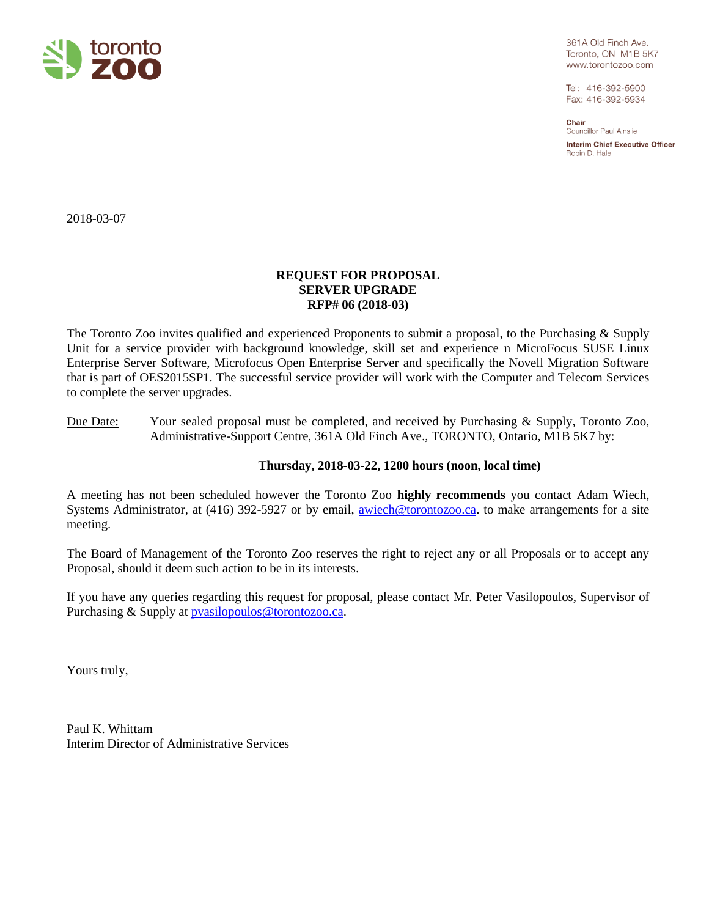toronto zoo

361A Old Finch Ave.
Toronto, ON M1B 5K7
www.torontozoo.com

Tel: 416-392-5900
Fax: 416-392-5934

**Chair**
Councillor Paul Ainslie

**Interim Chief Executive Officer**
Robin D. Hale

2018-03-07

**REQUEST FOR PROPOSAL**
**SERVER UPGRADE**
**RFP# 06 (2018-03)**

The Toronto Zoo invites qualified and experienced Proponents to submit a proposal, to the Purchasing & Supply Unit for a service provider with background knowledge, skill set and experience n MicroFocus SUSE Linux Enterprise Server Software, Microfocus Open Enterprise Server and specifically the Novell Migration Software that is part of OES2015SP1. The successful service provider will work with the Computer and Telecom Services to complete the server upgrades.

Due Date: Your sealed proposal must be completed, and received by Purchasing & Supply, Toronto Zoo, Administrative-Support Centre, 361A Old Finch Ave., TORONTO, Ontario, M1B 5K7 by:

**Thursday, 2018-03-22, 1200 hours (noon, local time)**

A meeting has not been scheduled however the Toronto Zoo **highly recommends** you contact Adam Wiech, Systems Administrator, at (416) 392-5927 or by email, awiech@torontozoo.ca. to make arrangements for a site meeting.

The Board of Management of the Toronto Zoo reserves the right to reject any or all Proposals or to accept any Proposal, should it deem such action to be in its interests.

If you have any queries regarding this request for proposal, please contact Mr. Peter Vasilopoulos, Supervisor of Purchasing & Supply at pvasilopoulos@torontozoo.ca.

Yours truly,

Paul K. Whittam
Interim Director of Administrative Services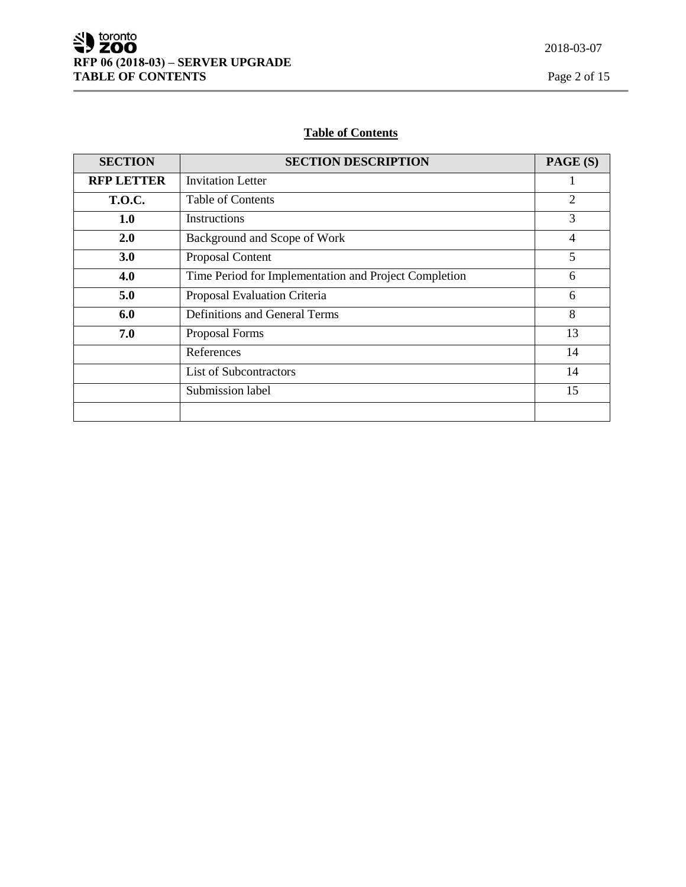## Table of Contents

| SECTION | SECTION DESCRIPTION | PAGE (S) |
|---|---|---|
| **RFP LETTER** | Invitation Letter | 1 |
| **T.O.C.** | Table of Contents | 2 |
| **1.0** | Instructions | 3 |
| **2.0** | Background and Scope of Work | 4 |
| **3.0** | Proposal Content | 5 |
| **4.0** | Time Period for Implementation and Project Completion | 6 |
| **5.0** | Proposal Evaluation Criteria | 6 |
| **6.0** | Definitions and General Terms | 8 |
| **7.0** | Proposal Forms | 13 |
| | References | 14 |
| | List of Subcontractors | 14 |
| | Submission label | 15 |
| | | |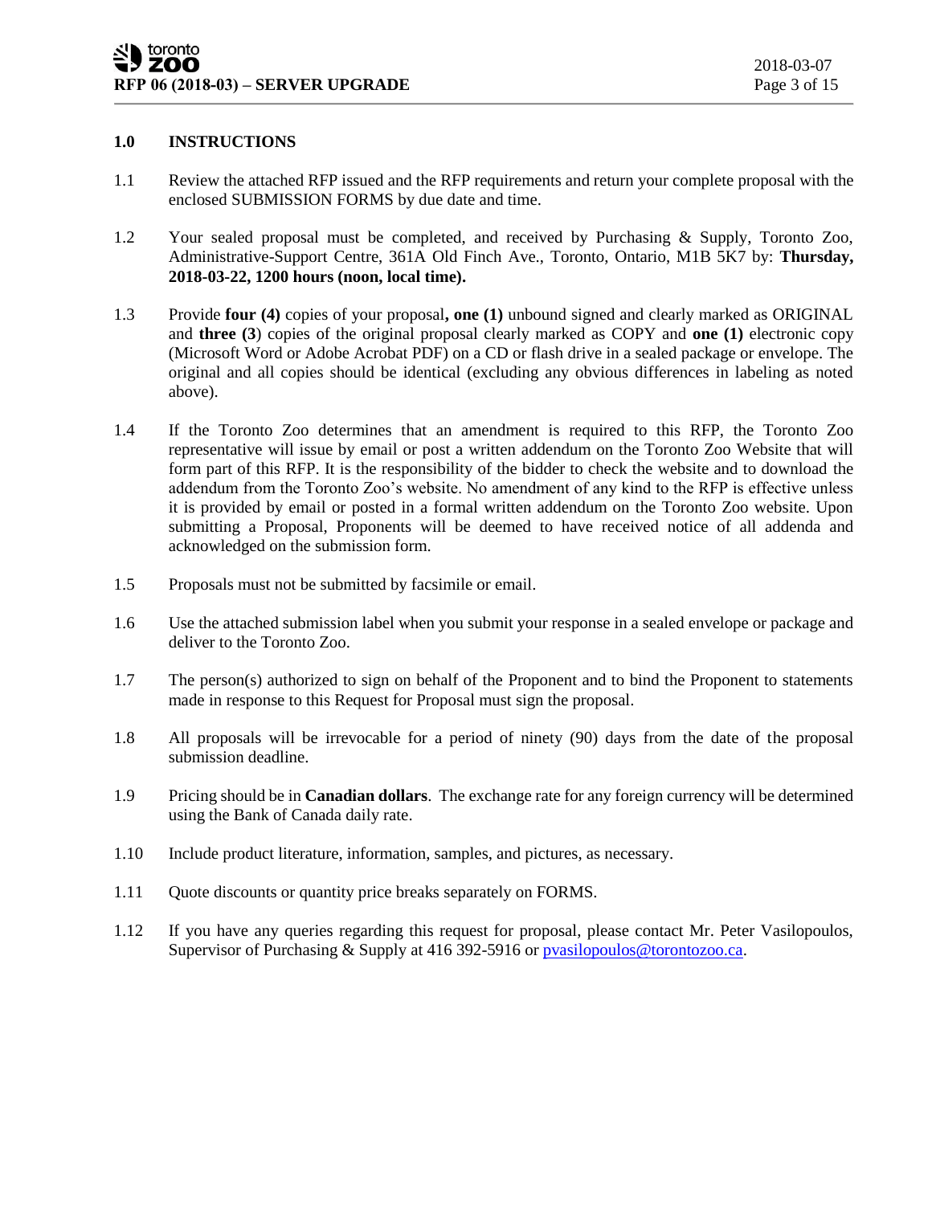## 1.0 INSTRUCTIONS

1.1 Review the attached RFP issued and the RFP requirements and return your complete proposal with the enclosed SUBMISSION FORMS by due date and time.

1.2 Your sealed proposal must be completed, and received by Purchasing & Supply, Toronto Zoo, Administrative-Support Centre, 361A Old Finch Ave., Toronto, Ontario, M1B 5K7 by: **Thursday, 2018-03-22, 1200 hours (noon, local time).**

1.3 Provide **four (4)** copies of your proposal**, one (1)** unbound signed and clearly marked as ORIGINAL and **three (3**) copies of the original proposal clearly marked as COPY and **one (1)** electronic copy (Microsoft Word or Adobe Acrobat PDF) on a CD or flash drive in a sealed package or envelope. The original and all copies should be identical (excluding any obvious differences in labeling as noted above).

1.4 If the Toronto Zoo determines that an amendment is required to this RFP, the Toronto Zoo representative will issue by email or post a written addendum on the Toronto Zoo Website that will form part of this RFP. It is the responsibility of the bidder to check the website and to download the addendum from the Toronto Zoo's website. No amendment of any kind to the RFP is effective unless it is provided by email or posted in a formal written addendum on the Toronto Zoo website. Upon submitting a Proposal, Proponents will be deemed to have received notice of all addenda and acknowledged on the submission form.

1.5 Proposals must not be submitted by facsimile or email.

1.6 Use the attached submission label when you submit your response in a sealed envelope or package and deliver to the Toronto Zoo.

1.7 The person(s) authorized to sign on behalf of the Proponent and to bind the Proponent to statements made in response to this Request for Proposal must sign the proposal.

1.8 All proposals will be irrevocable for a period of ninety (90) days from the date of the proposal submission deadline.

1.9 Pricing should be in **Canadian dollars**. The exchange rate for any foreign currency will be determined using the Bank of Canada daily rate.

1.10 Include product literature, information, samples, and pictures, as necessary.

1.11 Quote discounts or quantity price breaks separately on FORMS.

1.12 If you have any queries regarding this request for proposal, please contact Mr. Peter Vasilopoulos, Supervisor of Purchasing & Supply at 416 392-5916 or [pvasilopoulos@torontozoo.ca](mailto:pvasilopoulos@torontozoo.ca).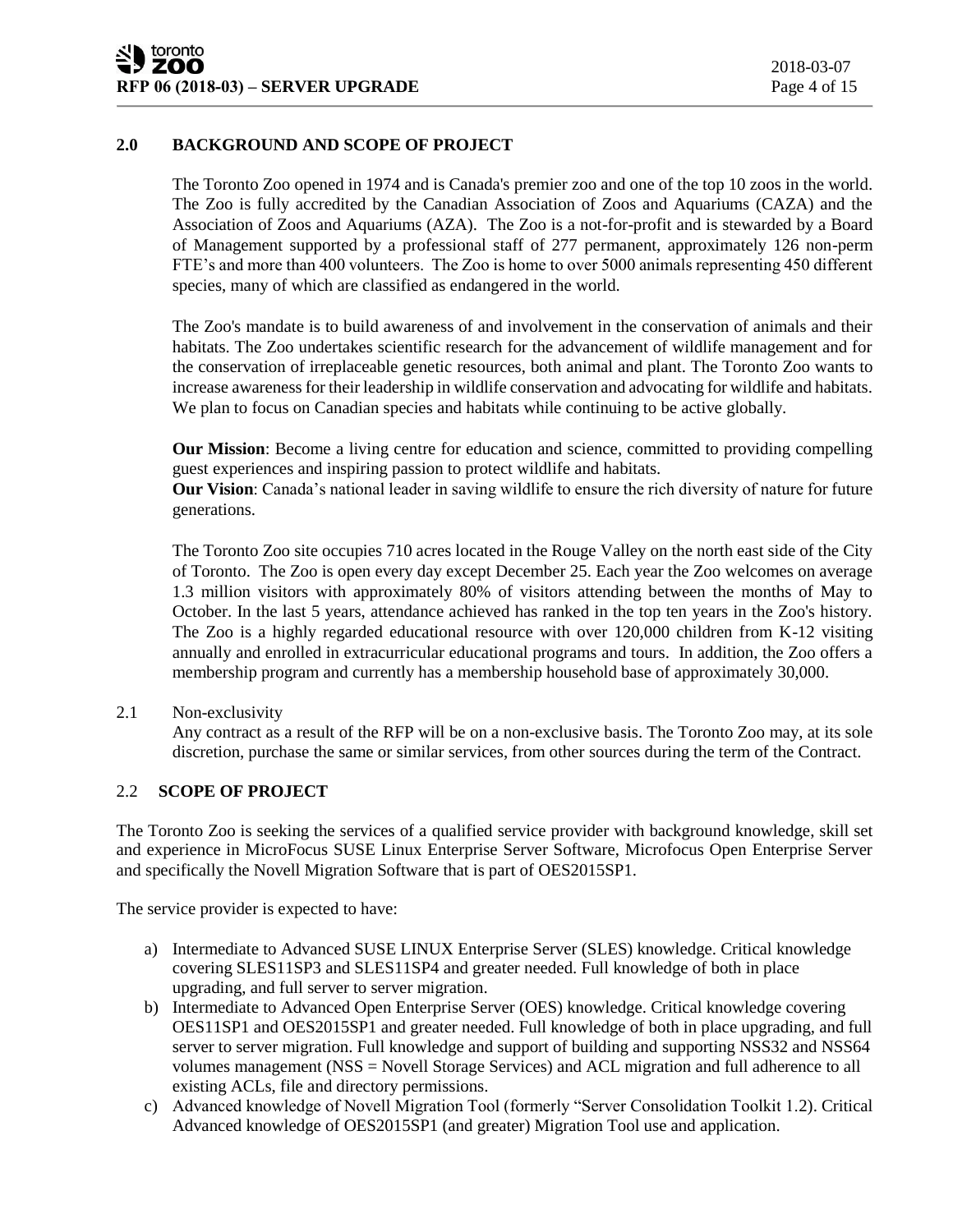## 2.0 BACKGROUND AND SCOPE OF PROJECT

The Toronto Zoo opened in 1974 and is Canada's premier zoo and one of the top 10 zoos in the world. The Zoo is fully accredited by the Canadian Association of Zoos and Aquariums (CAZA) and the Association of Zoos and Aquariums (AZA). The Zoo is a not-for-profit and is stewarded by a Board of Management supported by a professional staff of 277 permanent, approximately 126 non-perm FTE's and more than 400 volunteers. The Zoo is home to over 5000 animals representing 450 different species, many of which are classified as endangered in the world.

The Zoo's mandate is to build awareness of and involvement in the conservation of animals and their habitats. The Zoo undertakes scientific research for the advancement of wildlife management and for the conservation of irreplaceable genetic resources, both animal and plant. The Toronto Zoo wants to increase awareness for their leadership in wildlife conservation and advocating for wildlife and habitats. We plan to focus on Canadian species and habitats while continuing to be active globally.

**Our Mission**: Become a living centre for education and science, committed to providing compelling guest experiences and inspiring passion to protect wildlife and habitats.
**Our Vision**: Canada's national leader in saving wildlife to ensure the rich diversity of nature for future generations.

The Toronto Zoo site occupies 710 acres located in the Rouge Valley on the north east side of the City of Toronto. The Zoo is open every day except December 25. Each year the Zoo welcomes on average 1.3 million visitors with approximately 80% of visitors attending between the months of May to October. In the last 5 years, attendance achieved has ranked in the top ten years in the Zoo's history. The Zoo is a highly regarded educational resource with over 120,000 children from K-12 visiting annually and enrolled in extracurricular educational programs and tours. In addition, the Zoo offers a membership program and currently has a membership household base of approximately 30,000.

2.1 Non-exclusivity

Any contract as a result of the RFP will be on a non-exclusive basis. The Toronto Zoo may, at its sole discretion, purchase the same or similar services, from other sources during the term of the Contract.

### 2.2 SCOPE OF PROJECT

The Toronto Zoo is seeking the services of a qualified service provider with background knowledge, skill set and experience in MicroFocus SUSE Linux Enterprise Server Software, Microfocus Open Enterprise Server and specifically the Novell Migration Software that is part of OES2015SP1.

The service provider is expected to have:

a) Intermediate to Advanced SUSE LINUX Enterprise Server (SLES) knowledge. Critical knowledge covering SLES11SP3 and SLES11SP4 and greater needed. Full knowledge of both in place upgrading, and full server to server migration.
b) Intermediate to Advanced Open Enterprise Server (OES) knowledge. Critical knowledge covering OES11SP1 and OES2015SP1 and greater needed. Full knowledge of both in place upgrading, and full server to server migration. Full knowledge and support of building and supporting NSS32 and NSS64 volumes management (NSS = Novell Storage Services) and ACL migration and full adherence to all existing ACLs, file and directory permissions.
c) Advanced knowledge of Novell Migration Tool (formerly "Server Consolidation Toolkit 1.2). Critical Advanced knowledge of OES2015SP1 (and greater) Migration Tool use and application.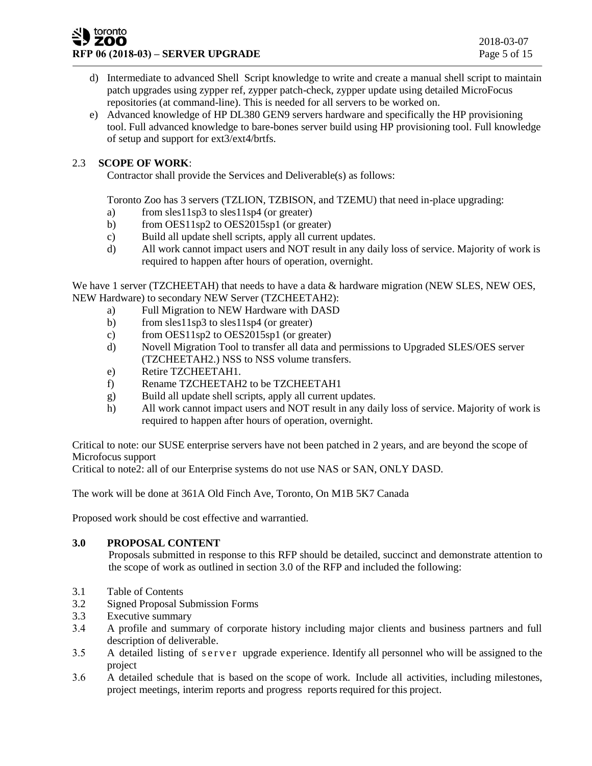d) Intermediate to advanced Shell Script knowledge to write and create a manual shell script to maintain patch upgrades using zypper ref, zypper patch-check, zypper update using detailed MicroFocus repositories (at command-line). This is needed for all servers to be worked on.

e) Advanced knowledge of HP DL380 GEN9 servers hardware and specifically the HP provisioning tool. Full advanced knowledge to bare-bones server build using HP provisioning tool. Full knowledge of setup and support for ext3/ext4/brtfs.

## 2.3 SCOPE OF WORK:

Contractor shall provide the Services and Deliverable(s) as follows:

Toronto Zoo has 3 servers (TZLION, TZBISON, and TZEMU) that need in-place upgrading:

a) from sles11sp3 to sles11sp4 (or greater)
b) from OES11sp2 to OES2015sp1 (or greater)
c) Build all update shell scripts, apply all current updates.
d) All work cannot impact users and NOT result in any daily loss of service. Majority of work is required to happen after hours of operation, overnight.

We have 1 server (TZCHEETAH) that needs to have a data & hardware migration (NEW SLES, NEW OES, NEW Hardware) to secondary NEW Server (TZCHEETAH2):

a) Full Migration to NEW Hardware with DASD
b) from sles11sp3 to sles11sp4 (or greater)
c) from OES11sp2 to OES2015sp1 (or greater)
d) Novell Migration Tool to transfer all data and permissions to Upgraded SLES/OES server (TZCHEETAH2.) NSS to NSS volume transfers.
e) Retire TZCHEETAH1.
f) Rename TZCHEETAH2 to be TZCHEETAH1
g) Build all update shell scripts, apply all current updates.
h) All work cannot impact users and NOT result in any daily loss of service. Majority of work is required to happen after hours of operation, overnight.

Critical to note: our SUSE enterprise servers have not been patched in 2 years, and are beyond the scope of Microfocus support
Critical to note2: all of our Enterprise systems do not use NAS or SAN, ONLY DASD.

The work will be done at 361A Old Finch Ave, Toronto, On M1B 5K7 Canada

Proposed work should be cost effective and warrantied.

## 3.0 PROPOSAL CONTENT

Proposals submitted in response to this RFP should be detailed, succinct and demonstrate attention to the scope of work as outlined in section 3.0 of the RFP and included the following:

3.1 Table of Contents

3.2 Signed Proposal Submission Forms

3.3 Executive summary

3.4 A profile and summary of corporate history including major clients and business partners and full description of deliverable.

3.5 A detailed listing of server upgrade experience. Identify all personnel who will be assigned to the project

3.6 A detailed schedule that is based on the scope of work. Include all activities, including milestones, project meetings, interim reports and progress reports required for this project.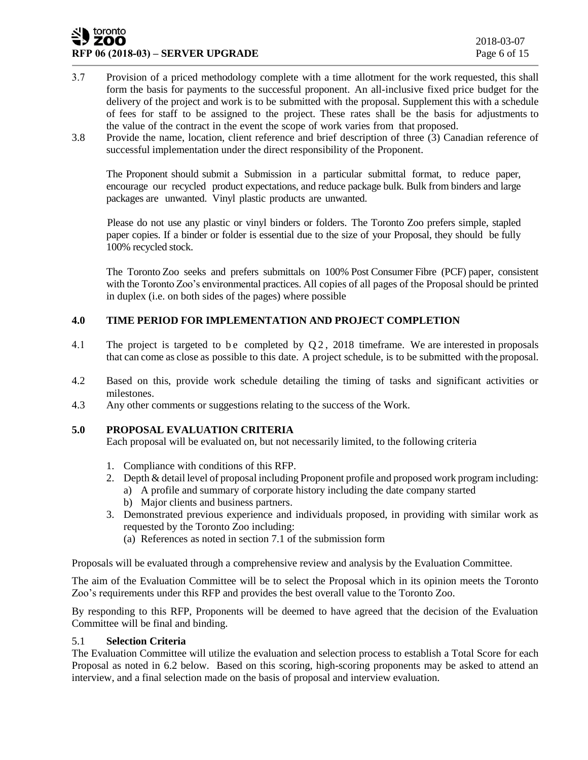3.7 Provision of a priced methodology complete with a time allotment for the work requested, this shall form the basis for payments to the successful proponent. An all-inclusive fixed price budget for the delivery of the project and work is to be submitted with the proposal. Supplement this with a schedule of fees for staff to be assigned to the project. These rates shall be the basis for adjustments to the value of the contract in the event the scope of work varies from that proposed.

3.8 Provide the name, location, client reference and brief description of three (3) Canadian reference of successful implementation under the direct responsibility of the Proponent.

The Proponent should submit a Submission in a particular submittal format, to reduce paper, encourage our recycled product expectations, and reduce package bulk. Bulk from binders and large packages are unwanted. Vinyl plastic products are unwanted.

Please do not use any plastic or vinyl binders or folders. The Toronto Zoo prefers simple, stapled paper copies. If a binder or folder is essential due to the size of your Proposal, they should be fully 100% recycled stock.

The Toronto Zoo seeks and prefers submittals on 100% Post Consumer Fibre (PCF) paper, consistent with the Toronto Zoo's environmental practices. All copies of all pages of the Proposal should be printed in duplex (i.e. on both sides of the pages) where possible

## 4.0 TIME PERIOD FOR IMPLEMENTATION AND PROJECT COMPLETION

4.1 The project is targeted to be completed by Q2, 2018 timeframe. We are interested in proposals that can come as close as possible to this date. A project schedule, is to be submitted with the proposal.

4.2 Based on this, provide work schedule detailing the timing of tasks and significant activities or milestones.

4.3 Any other comments or suggestions relating to the success of the Work.

## 5.0 PROPOSAL EVALUATION CRITERIA

Each proposal will be evaluated on, but not necessarily limited, to the following criteria

1. Compliance with conditions of this RFP.
2. Depth & detail level of proposal including Proponent profile and proposed work program including:
   a) A profile and summary of corporate history including the date company started
   b) Major clients and business partners.
3. Demonstrated previous experience and individuals proposed, in providing with similar work as requested by the Toronto Zoo including:
   (a) References as noted in section 7.1 of the submission form

Proposals will be evaluated through a comprehensive review and analysis by the Evaluation Committee.

The aim of the Evaluation Committee will be to select the Proposal which in its opinion meets the Toronto Zoo's requirements under this RFP and provides the best overall value to the Toronto Zoo.

By responding to this RFP, Proponents will be deemed to have agreed that the decision of the Evaluation Committee will be final and binding.

### 5.1 Selection Criteria

The Evaluation Committee will utilize the evaluation and selection process to establish a Total Score for each Proposal as noted in 6.2 below. Based on this scoring, high-scoring proponents may be asked to attend an interview, and a final selection made on the basis of proposal and interview evaluation.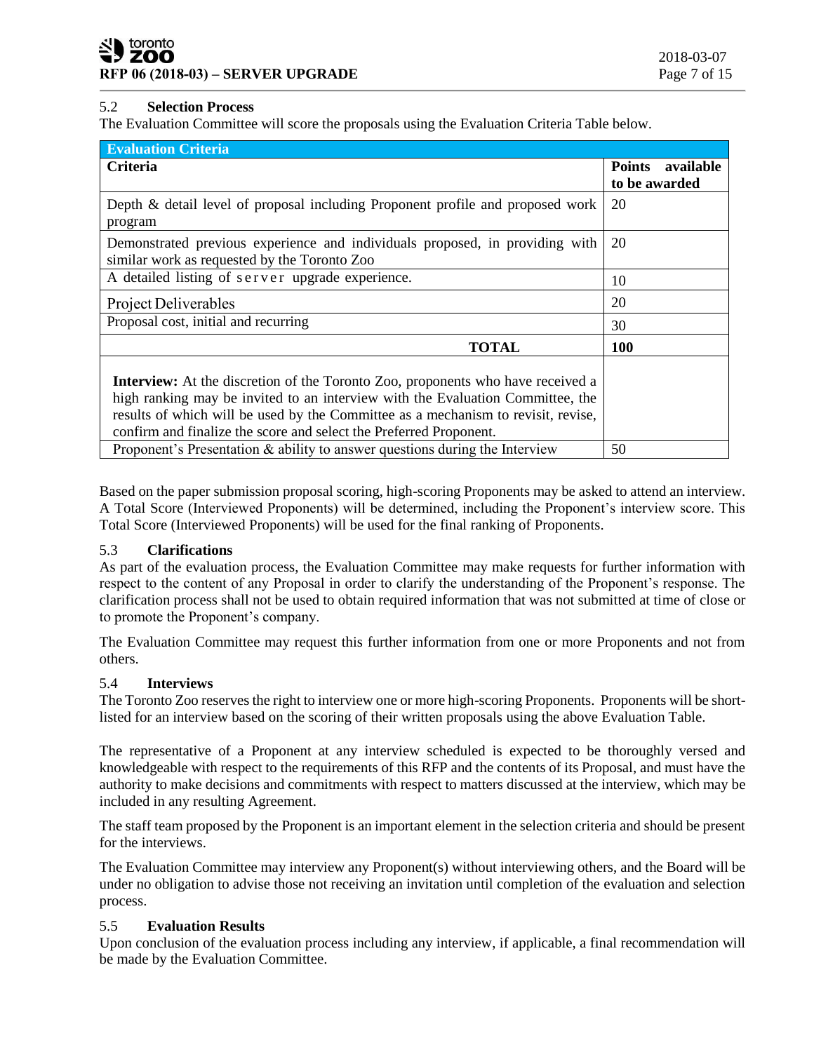### 5.2 Selection Process

The Evaluation Committee will score the proposals using the Evaluation Criteria Table below.

| **Evaluation Criteria** | |
|---|---|
| **Criteria** | **Points available to be awarded** |
| Depth & detail level of proposal including Proponent profile and proposed work program | 20 |
| Demonstrated previous experience and individuals proposed, in providing with similar work as requested by the Toronto Zoo | 20 |
| A detailed listing of server upgrade experience. | 10 |
| Project Deliverables | 20 |
| Proposal cost, initial and recurring | 30 |
| **TOTAL** | **100** |
| **Interview:** At the discretion of the Toronto Zoo, proponents who have received a high ranking may be invited to an interview with the Evaluation Committee, the results of which will be used by the Committee as a mechanism to revisit, revise, confirm and finalize the score and select the Preferred Proponent. | |
| Proponent's Presentation & ability to answer questions during the Interview | 50 |

Based on the paper submission proposal scoring, high-scoring Proponents may be asked to attend an interview. A Total Score (Interviewed Proponents) will be determined, including the Proponent's interview score. This Total Score (Interviewed Proponents) will be used for the final ranking of Proponents.

### 5.3 Clarifications

As part of the evaluation process, the Evaluation Committee may make requests for further information with respect to the content of any Proposal in order to clarify the understanding of the Proponent's response. The clarification process shall not be used to obtain required information that was not submitted at time of close or to promote the Proponent's company.

The Evaluation Committee may request this further information from one or more Proponents and not from others.

### 5.4 Interviews

The Toronto Zoo reserves the right to interview one or more high-scoring Proponents. Proponents will be short-listed for an interview based on the scoring of their written proposals using the above Evaluation Table.

The representative of a Proponent at any interview scheduled is expected to be thoroughly versed and knowledgeable with respect to the requirements of this RFP and the contents of its Proposal, and must have the authority to make decisions and commitments with respect to matters discussed at the interview, which may be included in any resulting Agreement.

The staff team proposed by the Proponent is an important element in the selection criteria and should be present for the interviews.

The Evaluation Committee may interview any Proponent(s) without interviewing others, and the Board will be under no obligation to advise those not receiving an invitation until completion of the evaluation and selection process.

### 5.5 Evaluation Results

Upon conclusion of the evaluation process including any interview, if applicable, a final recommendation will be made by the Evaluation Committee.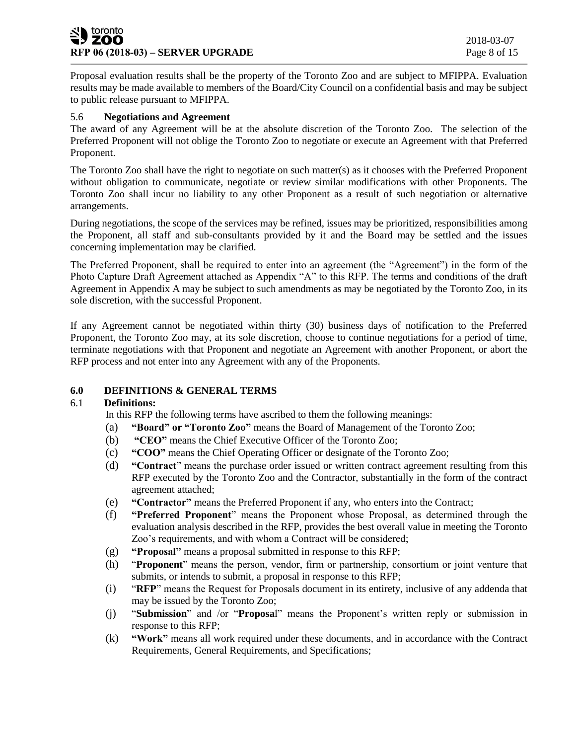Proposal evaluation results shall be the property of the Toronto Zoo and are subject to MFIPPA. Evaluation results may be made available to members of the Board/City Council on a confidential basis and may be subject to public release pursuant to MFIPPA.

### 5.6 Negotiations and Agreement

The award of any Agreement will be at the absolute discretion of the Toronto Zoo. The selection of the Preferred Proponent will not oblige the Toronto Zoo to negotiate or execute an Agreement with that Preferred Proponent.

The Toronto Zoo shall have the right to negotiate on such matter(s) as it chooses with the Preferred Proponent without obligation to communicate, negotiate or review similar modifications with other Proponents. The Toronto Zoo shall incur no liability to any other Proponent as a result of such negotiation or alternative arrangements.

During negotiations, the scope of the services may be refined, issues may be prioritized, responsibilities among the Proponent, all staff and sub-consultants provided by it and the Board may be settled and the issues concerning implementation may be clarified.

The Preferred Proponent, shall be required to enter into an agreement (the "Agreement") in the form of the Photo Capture Draft Agreement attached as Appendix "A" to this RFP. The terms and conditions of the draft Agreement in Appendix A may be subject to such amendments as may be negotiated by the Toronto Zoo, in its sole discretion, with the successful Proponent.

If any Agreement cannot be negotiated within thirty (30) business days of notification to the Preferred Proponent, the Toronto Zoo may, at its sole discretion, choose to continue negotiations for a period of time, terminate negotiations with that Proponent and negotiate an Agreement with another Proponent, or abort the RFP process and not enter into any Agreement with any of the Proponents.

## 6.0 DEFINITIONS & GENERAL TERMS

### 6.1 Definitions:

In this RFP the following terms have ascribed to them the following meanings:

(a) **"Board" or "Toronto Zoo"** means the Board of Management of the Toronto Zoo;

(b) **"CEO"** means the Chief Executive Officer of the Toronto Zoo;

(c) **"COO"** means the Chief Operating Officer or designate of the Toronto Zoo;

(d) **"Contract"** means the purchase order issued or written contract agreement resulting from this RFP executed by the Toronto Zoo and the Contractor, substantially in the form of the contract agreement attached;

(e) **"Contractor"** means the Preferred Proponent if any, who enters into the Contract;

(f) **"Preferred Proponent"** means the Proponent whose Proposal, as determined through the evaluation analysis described in the RFP, provides the best overall value in meeting the Toronto Zoo's requirements, and with whom a Contract will be considered;

(g) **"Proposal"** means a proposal submitted in response to this RFP;

(h) "**Proponent**" means the person, vendor, firm or partnership, consortium or joint venture that submits, or intends to submit, a proposal in response to this RFP;

(i) "**RFP**" means the Request for Proposals document in its entirety, inclusive of any addenda that may be issued by the Toronto Zoo;

(j) "**Submission**" and /or "**Proposal**" means the Proponent's written reply or submission in response to this RFP;

(k) **"Work"** means all work required under these documents, and in accordance with the Contract Requirements, General Requirements, and Specifications;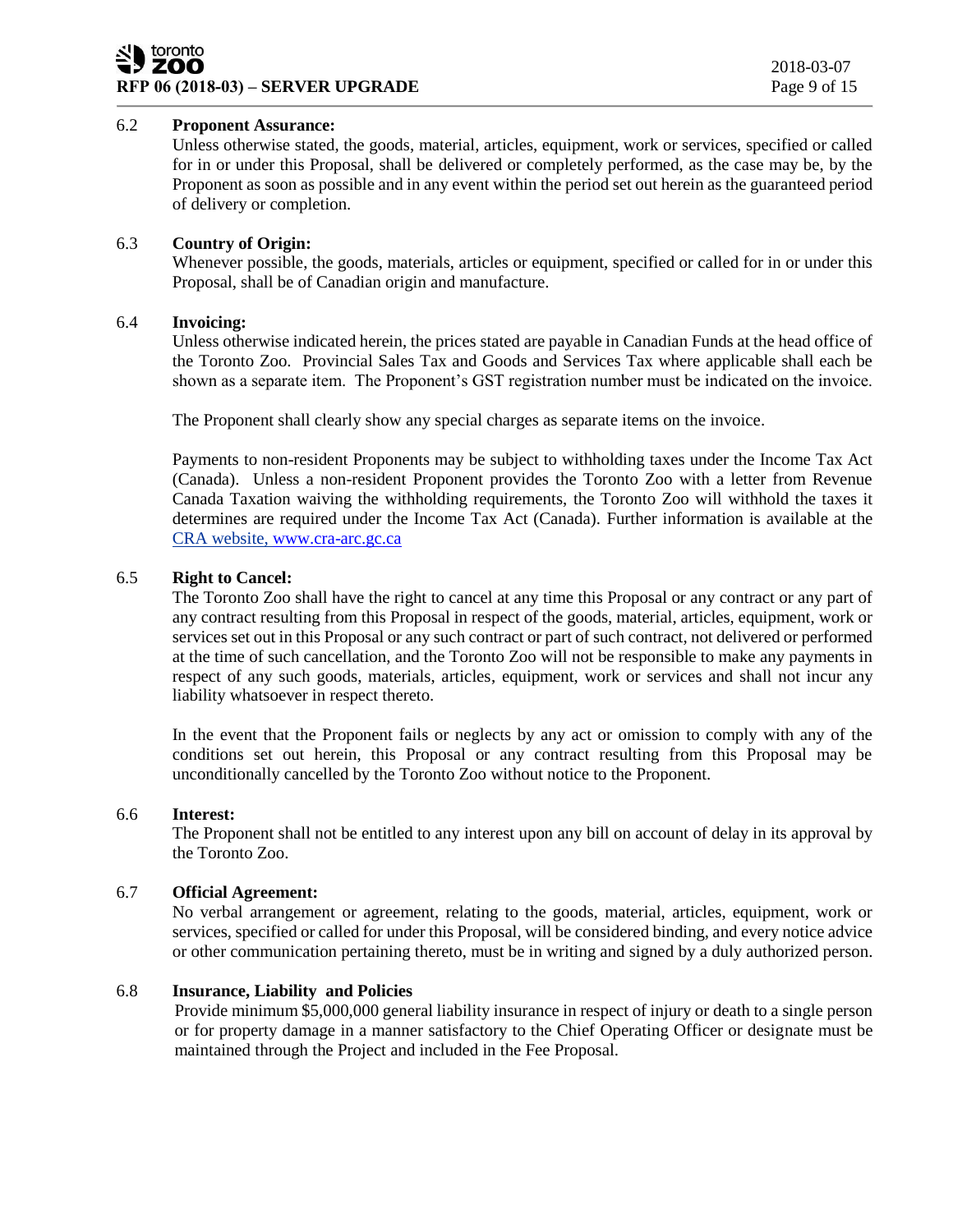### 6.2 Proponent Assurance:

Unless otherwise stated, the goods, material, articles, equipment, work or services, specified or called for in or under this Proposal, shall be delivered or completely performed, as the case may be, by the Proponent as soon as possible and in any event within the period set out herein as the guaranteed period of delivery or completion.

### 6.3 Country of Origin:

Whenever possible, the goods, materials, articles or equipment, specified or called for in or under this Proposal, shall be of Canadian origin and manufacture.

### 6.4 Invoicing:

Unless otherwise indicated herein, the prices stated are payable in Canadian Funds at the head office of the Toronto Zoo. Provincial Sales Tax and Goods and Services Tax where applicable shall each be shown as a separate item. The Proponent's GST registration number must be indicated on the invoice.

The Proponent shall clearly show any special charges as separate items on the invoice.

Payments to non-resident Proponents may be subject to withholding taxes under the Income Tax Act (Canada). Unless a non-resident Proponent provides the Toronto Zoo with a letter from Revenue Canada Taxation waiving the withholding requirements, the Toronto Zoo will withhold the taxes it determines are required under the Income Tax Act (Canada). Further information is available at the [CRA website, www.cra-arc.gc.ca](http://www.cra-arc.gc.ca)

### 6.5 Right to Cancel:

The Toronto Zoo shall have the right to cancel at any time this Proposal or any contract or any part of any contract resulting from this Proposal in respect of the goods, material, articles, equipment, work or services set out in this Proposal or any such contract or part of such contract, not delivered or performed at the time of such cancellation, and the Toronto Zoo will not be responsible to make any payments in respect of any such goods, materials, articles, equipment, work or services and shall not incur any liability whatsoever in respect thereto.

In the event that the Proponent fails or neglects by any act or omission to comply with any of the conditions set out herein, this Proposal or any contract resulting from this Proposal may be unconditionally cancelled by the Toronto Zoo without notice to the Proponent.

### 6.6 Interest:

The Proponent shall not be entitled to any interest upon any bill on account of delay in its approval by the Toronto Zoo.

### 6.7 Official Agreement:

No verbal arrangement or agreement, relating to the goods, material, articles, equipment, work or services, specified or called for under this Proposal, will be considered binding, and every notice advice or other communication pertaining thereto, must be in writing and signed by a duly authorized person.

### 6.8 Insurance, Liability and Policies

Provide minimum $5,000,000 general liability insurance in respect of injury or death to a single person or for property damage in a manner satisfactory to the Chief Operating Officer or designate must be maintained through the Project and included in the Fee Proposal.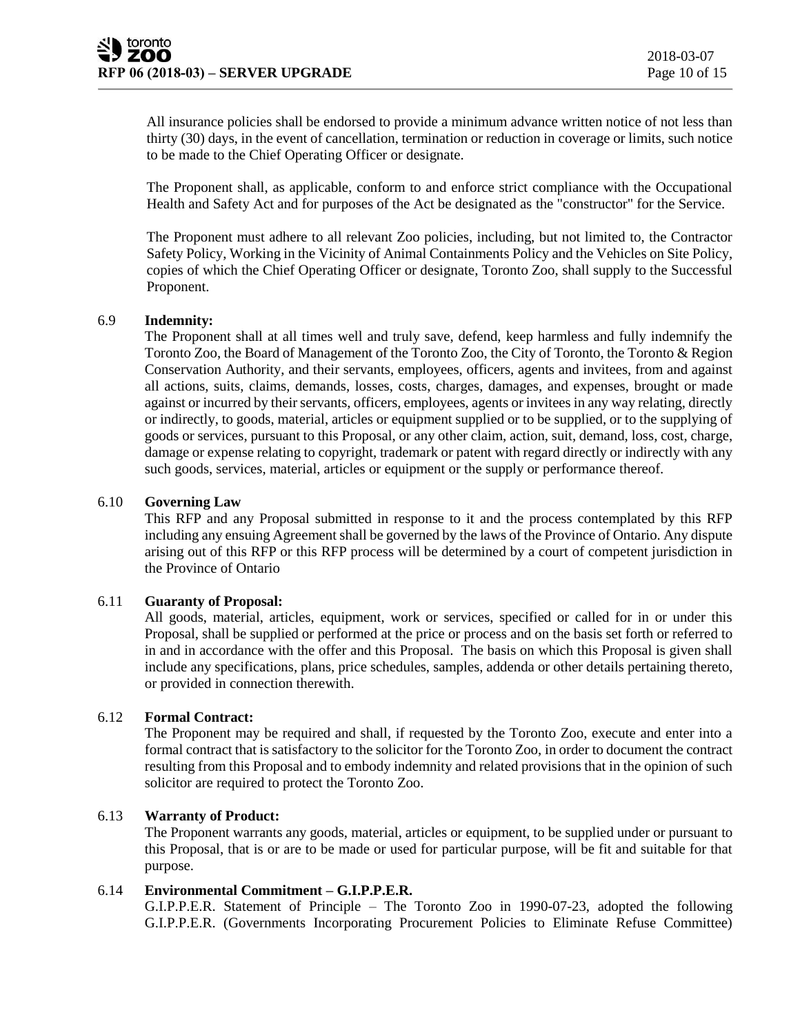All insurance policies shall be endorsed to provide a minimum advance written notice of not less than thirty (30) days, in the event of cancellation, termination or reduction in coverage or limits, such notice to be made to the Chief Operating Officer or designate.

The Proponent shall, as applicable, conform to and enforce strict compliance with the Occupational Health and Safety Act and for purposes of the Act be designated as the "constructor" for the Service.

The Proponent must adhere to all relevant Zoo policies, including, but not limited to, the Contractor Safety Policy, Working in the Vicinity of Animal Containments Policy and the Vehicles on Site Policy, copies of which the Chief Operating Officer or designate, Toronto Zoo, shall supply to the Successful Proponent.

### 6.9 Indemnity:

The Proponent shall at all times well and truly save, defend, keep harmless and fully indemnify the Toronto Zoo, the Board of Management of the Toronto Zoo, the City of Toronto, the Toronto & Region Conservation Authority, and their servants, employees, officers, agents and invitees, from and against all actions, suits, claims, demands, losses, costs, charges, damages, and expenses, brought or made against or incurred by their servants, officers, employees, agents or invitees in any way relating, directly or indirectly, to goods, material, articles or equipment supplied or to be supplied, or to the supplying of goods or services, pursuant to this Proposal, or any other claim, action, suit, demand, loss, cost, charge, damage or expense relating to copyright, trademark or patent with regard directly or indirectly with any such goods, services, material, articles or equipment or the supply or performance thereof.

### 6.10 Governing Law

This RFP and any Proposal submitted in response to it and the process contemplated by this RFP including any ensuing Agreement shall be governed by the laws of the Province of Ontario. Any dispute arising out of this RFP or this RFP process will be determined by a court of competent jurisdiction in the Province of Ontario

### 6.11 Guaranty of Proposal:

All goods, material, articles, equipment, work or services, specified or called for in or under this Proposal, shall be supplied or performed at the price or process and on the basis set forth or referred to in and in accordance with the offer and this Proposal. The basis on which this Proposal is given shall include any specifications, plans, price schedules, samples, addenda or other details pertaining thereto, or provided in connection therewith.

### 6.12 Formal Contract:

The Proponent may be required and shall, if requested by the Toronto Zoo, execute and enter into a formal contract that is satisfactory to the solicitor for the Toronto Zoo, in order to document the contract resulting from this Proposal and to embody indemnity and related provisions that in the opinion of such solicitor are required to protect the Toronto Zoo.

### 6.13 Warranty of Product:

The Proponent warrants any goods, material, articles or equipment, to be supplied under or pursuant to this Proposal, that is or are to be made or used for particular purpose, will be fit and suitable for that purpose.

### 6.14 Environmental Commitment – G.I.P.P.E.R.

G.I.P.P.E.R. Statement of Principle – The Toronto Zoo in 1990-07-23, adopted the following G.I.P.P.E.R. (Governments Incorporating Procurement Policies to Eliminate Refuse Committee)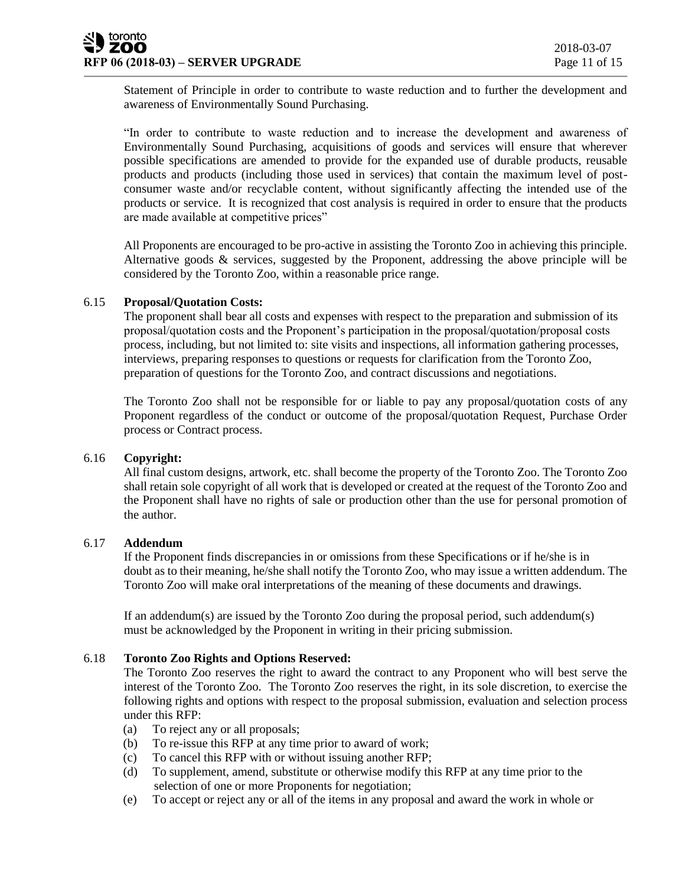Statement of Principle in order to contribute to waste reduction and to further the development and awareness of Environmentally Sound Purchasing.

"In order to contribute to waste reduction and to increase the development and awareness of Environmentally Sound Purchasing, acquisitions of goods and services will ensure that wherever possible specifications are amended to provide for the expanded use of durable products, reusable products and products (including those used in services) that contain the maximum level of post-consumer waste and/or recyclable content, without significantly affecting the intended use of the products or service. It is recognized that cost analysis is required in order to ensure that the products are made available at competitive prices"

All Proponents are encouraged to be pro-active in assisting the Toronto Zoo in achieving this principle. Alternative goods & services, suggested by the Proponent, addressing the above principle will be considered by the Toronto Zoo, within a reasonable price range.

6.15 **Proposal/Quotation Costs:**

The proponent shall bear all costs and expenses with respect to the preparation and submission of its proposal/quotation costs and the Proponent's participation in the proposal/quotation/proposal costs process, including, but not limited to: site visits and inspections, all information gathering processes, interviews, preparing responses to questions or requests for clarification from the Toronto Zoo, preparation of questions for the Toronto Zoo, and contract discussions and negotiations.

The Toronto Zoo shall not be responsible for or liable to pay any proposal/quotation costs of any Proponent regardless of the conduct or outcome of the proposal/quotation Request, Purchase Order process or Contract process.

6.16 **Copyright:**

All final custom designs, artwork, etc. shall become the property of the Toronto Zoo. The Toronto Zoo shall retain sole copyright of all work that is developed or created at the request of the Toronto Zoo and the Proponent shall have no rights of sale or production other than the use for personal promotion of the author.

6.17 **Addendum**

If the Proponent finds discrepancies in or omissions from these Specifications or if he/she is in doubt as to their meaning, he/she shall notify the Toronto Zoo, who may issue a written addendum. The Toronto Zoo will make oral interpretations of the meaning of these documents and drawings.

If an addendum(s) are issued by the Toronto Zoo during the proposal period, such addendum(s) must be acknowledged by the Proponent in writing in their pricing submission.

6.18 **Toronto Zoo Rights and Options Reserved:**

The Toronto Zoo reserves the right to award the contract to any Proponent who will best serve the interest of the Toronto Zoo. The Toronto Zoo reserves the right, in its sole discretion, to exercise the following rights and options with respect to the proposal submission, evaluation and selection process under this RFP:

(a) To reject any or all proposals;
(b) To re-issue this RFP at any time prior to award of work;
(c) To cancel this RFP with or without issuing another RFP;
(d) To supplement, amend, substitute or otherwise modify this RFP at any time prior to the selection of one or more Proponents for negotiation;
(e) To accept or reject any or all of the items in any proposal and award the work in whole or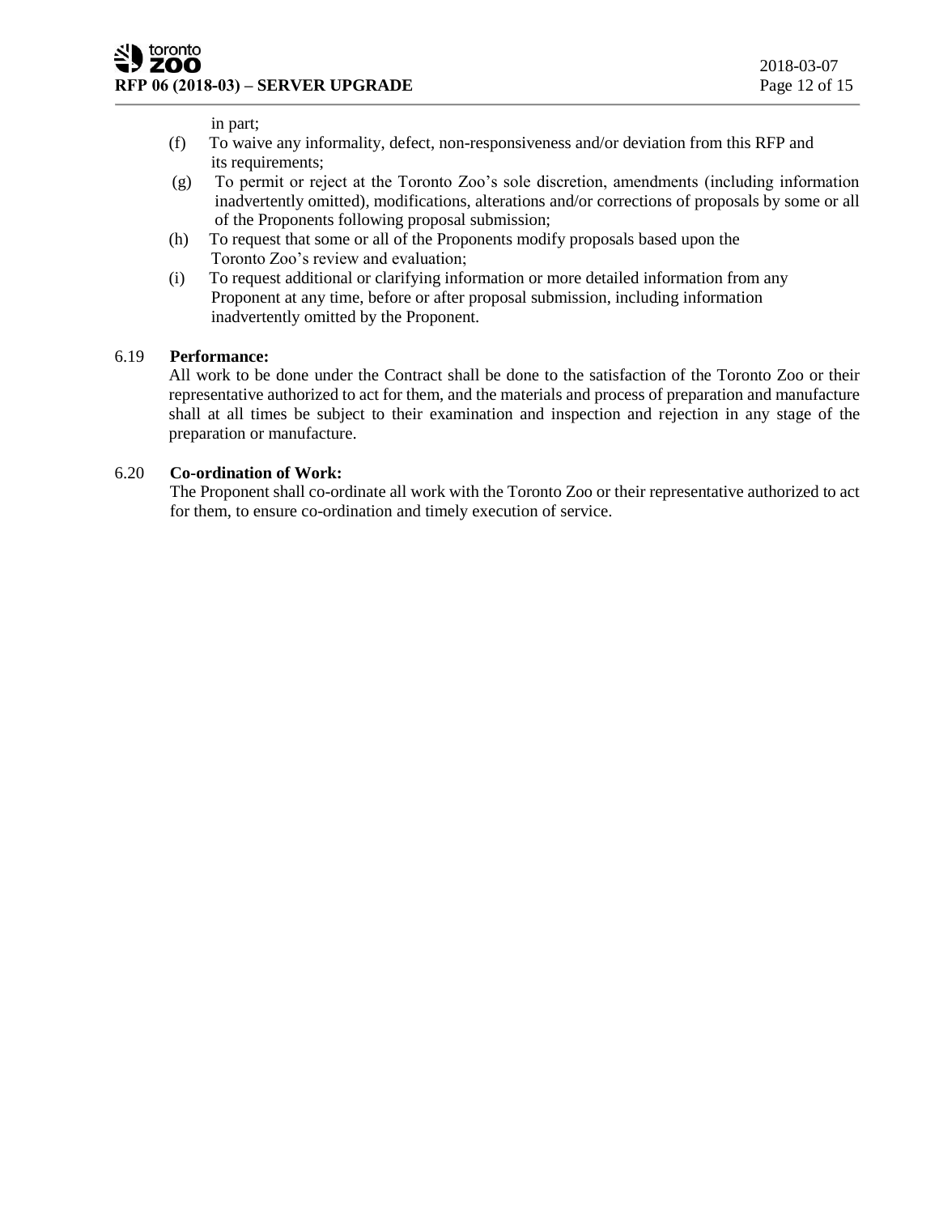in part;

(f) To waive any informality, defect, non-responsiveness and/or deviation from this RFP and its requirements;

(g) To permit or reject at the Toronto Zoo's sole discretion, amendments (including information inadvertently omitted), modifications, alterations and/or corrections of proposals by some or all of the Proponents following proposal submission;

(h) To request that some or all of the Proponents modify proposals based upon the Toronto Zoo's review and evaluation;

(i) To request additional or clarifying information or more detailed information from any Proponent at any time, before or after proposal submission, including information inadvertently omitted by the Proponent.

6.19 **Performance:**

All work to be done under the Contract shall be done to the satisfaction of the Toronto Zoo or their representative authorized to act for them, and the materials and process of preparation and manufacture shall at all times be subject to their examination and inspection and rejection in any stage of the preparation or manufacture.

6.20 **Co-ordination of Work:**

The Proponent shall co-ordinate all work with the Toronto Zoo or their representative authorized to act for them, to ensure co-ordination and timely execution of service.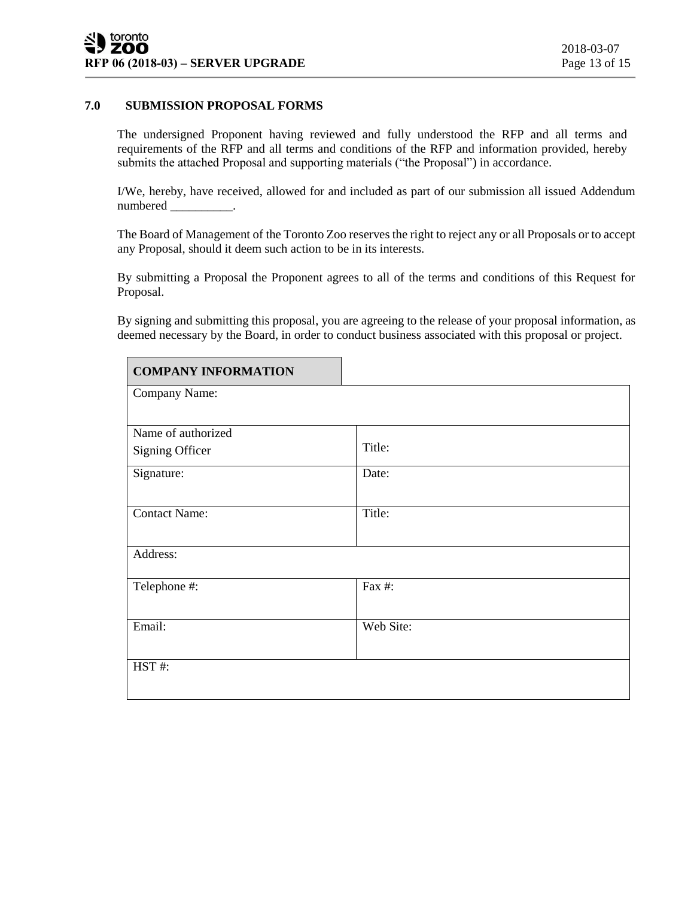## 7.0 SUBMISSION PROPOSAL FORMS

The undersigned Proponent having reviewed and fully understood the RFP and all terms and requirements of the RFP and all terms and conditions of the RFP and information provided, hereby submits the attached Proposal and supporting materials ("the Proposal") in accordance.

I/We, hereby, have received, allowed for and included as part of our submission all issued Addendum numbered __________.

The Board of Management of the Toronto Zoo reserves the right to reject any or all Proposals or to accept any Proposal, should it deem such action to be in its interests.

By submitting a Proposal the Proponent agrees to all of the terms and conditions of this Request for Proposal.

By signing and submitting this proposal, you are agreeing to the release of your proposal information, as deemed necessary by the Board, in order to conduct business associated with this proposal or project.

| COMPANY INFORMATION | |
|---|---|
| Company Name: | |
| Name of authorized Signing Officer | Title: |
| Signature: | Date: |
| Contact Name: | Title: |
| Address: | |
| Telephone #: | Fax #: |
| Email: | Web Site: |
| HST #: | |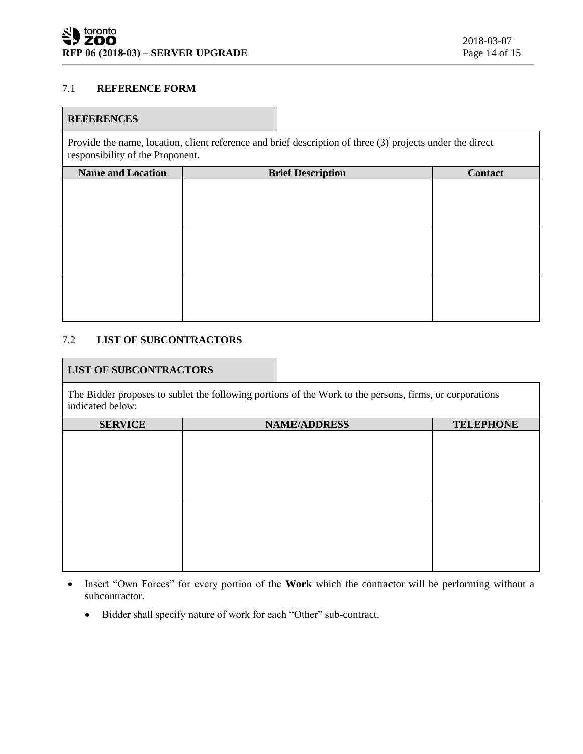### 7.1 REFERENCE FORM

| REFERENCES | | |
|---|---|---|
| Provide the name, location, client reference and brief description of three (3) projects under the direct responsibility of the Proponent. | | |
| **Name and Location** | **Brief Description** | **Contact** |
| | | |
| | | |
| | | |

### 7.2 LIST OF SUBCONTRACTORS

| LIST OF SUBCONTRACTORS | | |
|---|---|---|
| The Bidder proposes to sublet the following portions of the Work to the persons, firms, or corporations indicated below: | | |
| **SERVICE** | **NAME/ADDRESS** | **TELEPHONE** |
| | | |
| | | |

- Insert "Own Forces" for every portion of the **Work** which the contractor will be performing without a subcontractor.
  - Bidder shall specify nature of work for each "Other" sub-contract.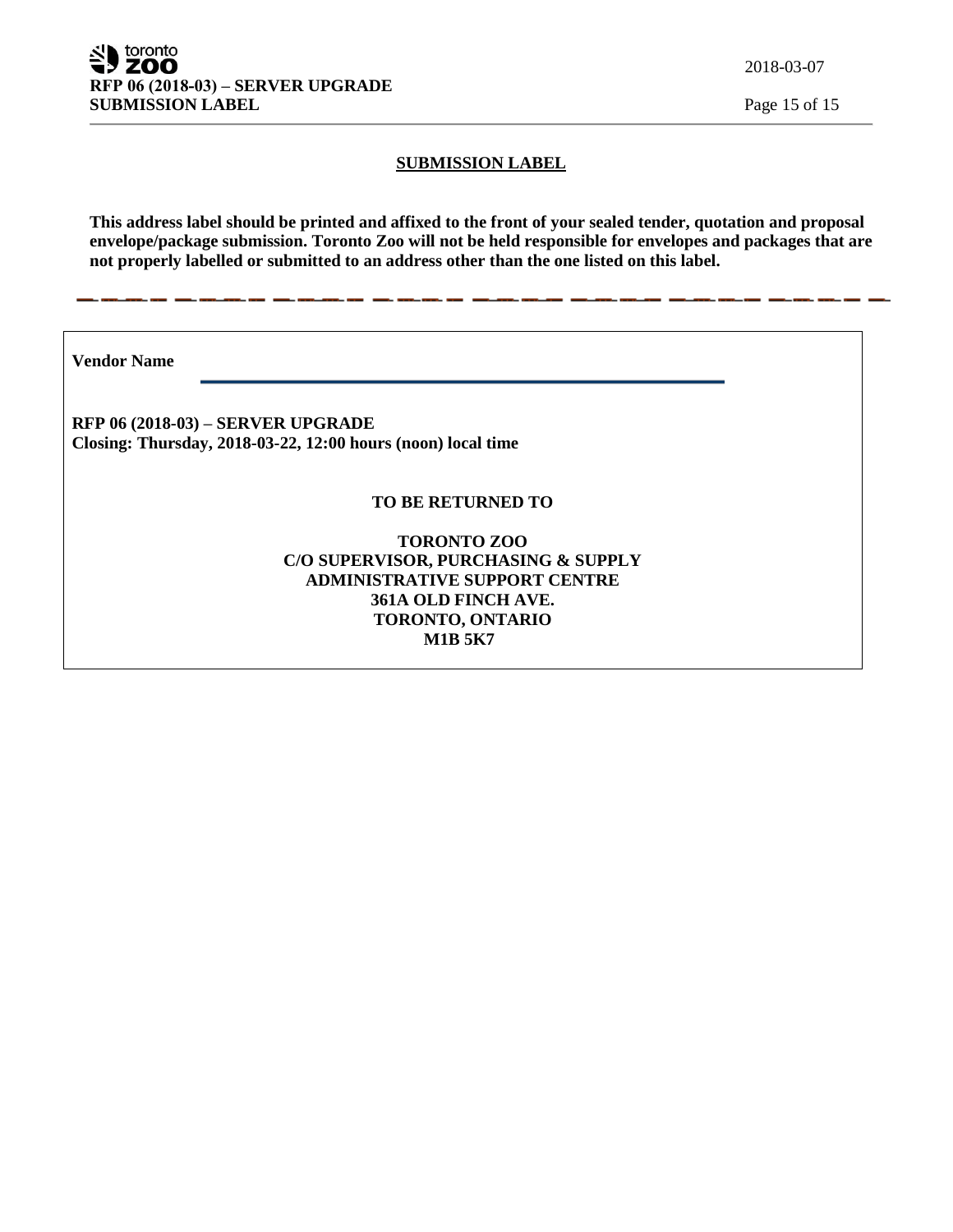## SUBMISSION LABEL

**This address label should be printed and affixed to the front of your sealed tender, quotation and proposal envelope/package submission. Toronto Zoo will not be held responsible for envelopes and packages that are not properly labelled or submitted to an address other than the one listed on this label.**

---

**Vendor Name** ______________________________________________

**RFP 06 (2018-03) – SERVER UPGRADE**
**Closing: Thursday, 2018-03-22, 12:00 hours (noon) local time**

**TO BE RETURNED TO**

**TORONTO ZOO**
**C/O SUPERVISOR, PURCHASING & SUPPLY**
**ADMINISTRATIVE SUPPORT CENTRE**
**361A OLD FINCH AVE.**
**TORONTO, ONTARIO**
**M1B 5K7**